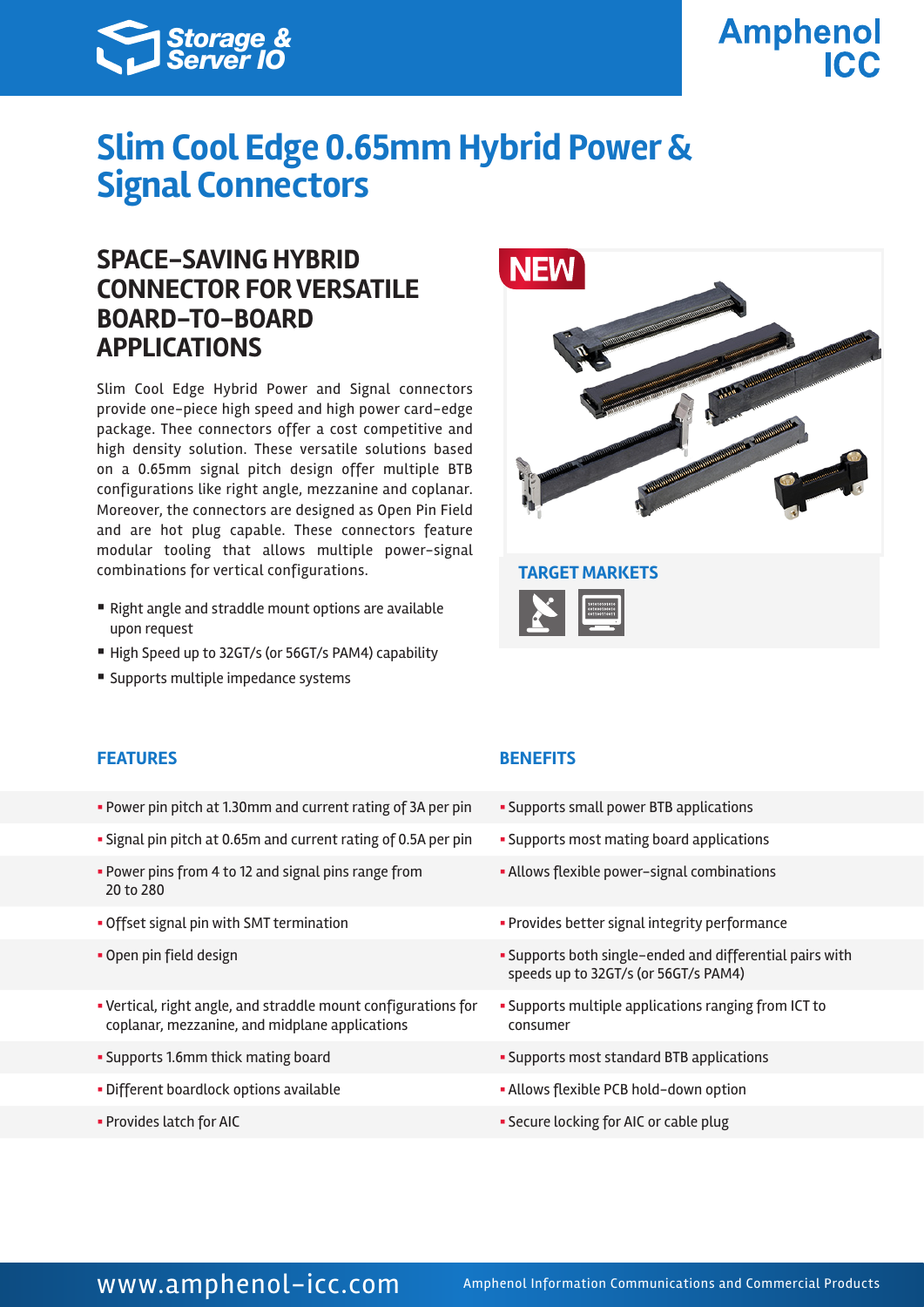Storage & Server IO

Amphenol ICC

# Slim Cool Edge 0.65mm Hybrid Power & Signal Connectors

## SPACE-SAVING HYBRID CONNECTOR FOR VERSATILE BOARD-TO-BOARD APPLICATIONS

Slim Cool Edge Hybrid Power and Signal connectors provide one-piece high speed and high power card-edge package. Thee connectors offer a cost competitive and high density solution. These versatile solutions based on a 0.65mm signal pitch design offer multiple BTB configurations like right angle, mezzanine and coplanar. Moreover, the connectors are designed as Open Pin Field and are hot plug capable. These connectors feature modular tooling that allows multiple power-signal combinations for vertical configurations.

- Right angle and straddle mount options are available upon request
- High Speed up to 32GT/s (or 56GT/s PAM4) capability
- Supports multiple impedance systems

NEW

### TARGET MARKETS

| FEATURES | BENEFITS |
|---|---|
| Power pin pitch at 1.30mm and current rating of 3A per pin | Supports small power BTB applications |
| Signal pin pitch at 0.65m and current rating of 0.5A per pin | Supports most mating board applications |
| Power pins from 4 to 12 and signal pins range from 20 to 280 | Allows flexible power-signal combinations |
| Offset signal pin with SMT termination | Provides better signal integrity performance |
| Open pin field design | Supports both single-ended and differential pairs with speeds up to 32GT/s (or 56GT/s PAM4) |
| Vertical, right angle, and straddle mount configurations for coplanar, mezzanine, and midplane applications | Supports multiple applications ranging from ICT to consumer |
| Supports 1.6mm thick mating board | Supports most standard BTB applications |
| Different boardlock options available | Allows flexible PCB hold-down option |
| Provides latch for AIC | Secure locking for AIC or cable plug |

www.amphenol-icc.com

Amphenol Information Communications and Commercial Products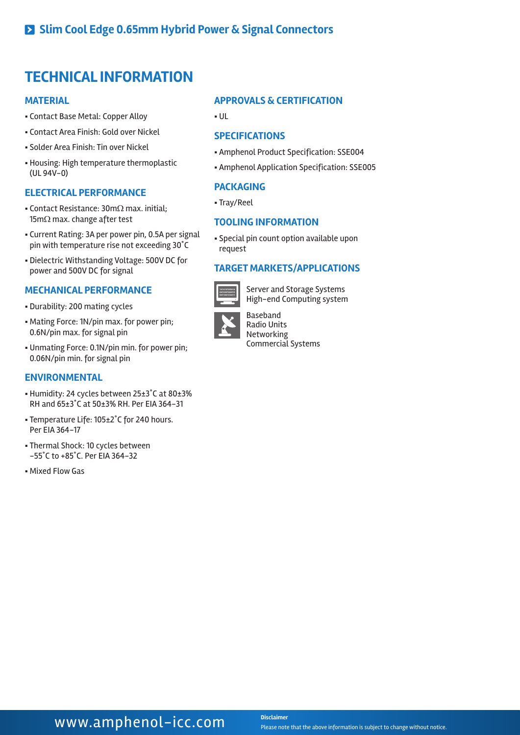# TECHNICAL INFORMATION

## MATERIAL

- Contact Base Metal: Copper Alloy
- Contact Area Finish: Gold over Nickel
- Solder Area Finish: Tin over Nickel
- Housing: High temperature thermoplastic (UL 94V-0)

## ELECTRICAL PERFORMANCE

- Contact Resistance: 30mΩ max. initial; 15mΩ max. change after test
- Current Rating: 3A per power pin, 0.5A per signal pin with temperature rise not exceeding 30˚C
- Dielectric Withstanding Voltage: 500V DC for power and 500V DC for signal

## MECHANICAL PERFORMANCE

- Durability: 200 mating cycles
- Mating Force: 1N/pin max. for power pin; 0.6N/pin max. for signal pin
- Unmating Force: 0.1N/pin min. for power pin; 0.06N/pin min. for signal pin

## ENVIRONMENTAL

- Humidity: 24 cycles between 25±3˚C at 80±3% RH and 65±3˚C at 50±3% RH. Per EIA 364-31
- Temperature Life: 105±2˚C for 240 hours. Per EIA 364-17
- Thermal Shock: 10 cycles between -55˚C to +85˚C. Per EIA 364-32
- Mixed Flow Gas

## APPROVALS & CERTIFICATION

- UL

## SPECIFICATIONS

- Amphenol Product Specification: SSE004
- Amphenol Application Specification: SSE005

## PACKAGING

- Tray/Reel

## TOOLING INFORMATION

- Special pin count option available upon request

## TARGET MARKETS/APPLICATIONS

Server and Storage Systems
High-end Computing system

Baseband
Radio Units
Networking
Commercial Systems

www.amphenol-icc.com

**Disclaimer**
Please note that the above information is subject to change without notice.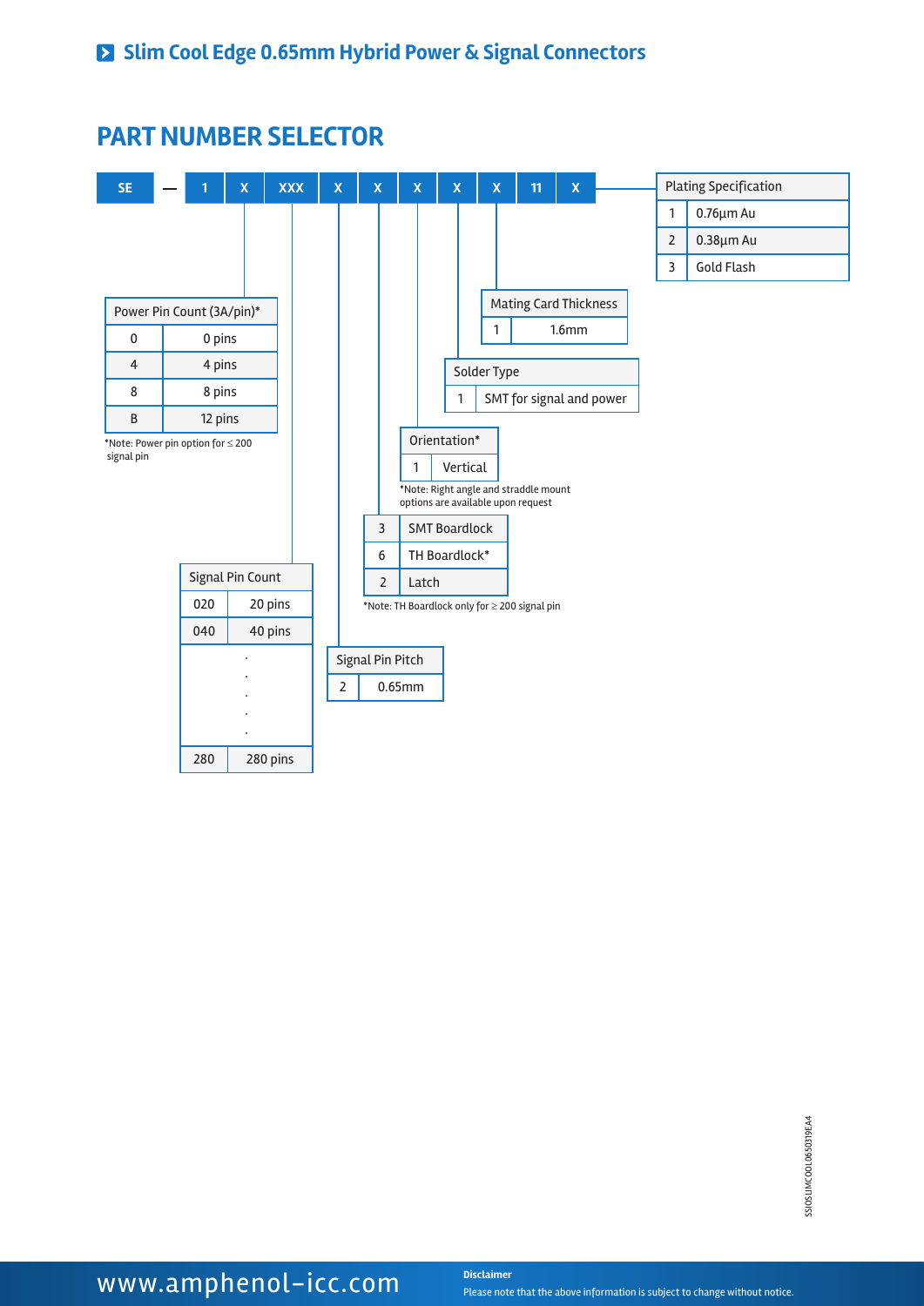## Slim Cool Edge 0.65mm Hybrid Power & Signal Connectors

# PART NUMBER SELECTOR

| SE | — | 1 | X | XXX | X | X | X | X | X | 11 | X |
|---|---|---|---|---|---|---|---|---|---|---|---|

**Plating Specification**

| | |
|---|---|
| 1 | 0.76µm Au |
| 2 | 0.38µm Au |
| 3 | Gold Flash |

**Mating Card Thickness**

| | |
|---|---|
| 1 | 1.6mm |

**Solder Type**

| | |
|---|---|
| 1 | SMT for signal and power |

**Power Pin Count (3A/pin)***

| | |
|---|---|
| 0 | 0 pins |
| 4 | 4 pins |
| 8 | 8 pins |
| B | 12 pins |

*Note: Power pin option for ≤ 200 signal pin

**Orientation***

| | |
|---|---|
| 1 | Vertical |

*Note: Right angle and straddle mount options are available upon request

| | |
|---|---|
| 3 | SMT Boardlock |
| 6 | TH Boardlock* |
| 2 | Latch |

*Note: TH Boardlock only for ≥ 200 signal pin

**Signal Pin Count**

| | |
|---|---|
| 020 | 20 pins |
| 040 | 40 pins |
| . | . |
| . | . |
| . | . |
| 280 | 280 pins |

**Signal Pin Pitch**

| | |
|---|---|
| 2 | 0.65mm |

SS10SLIMCOOL065031 9EA4

www.amphenol-icc.com

**Disclaimer**

Please note that the above information is subject to change without notice.